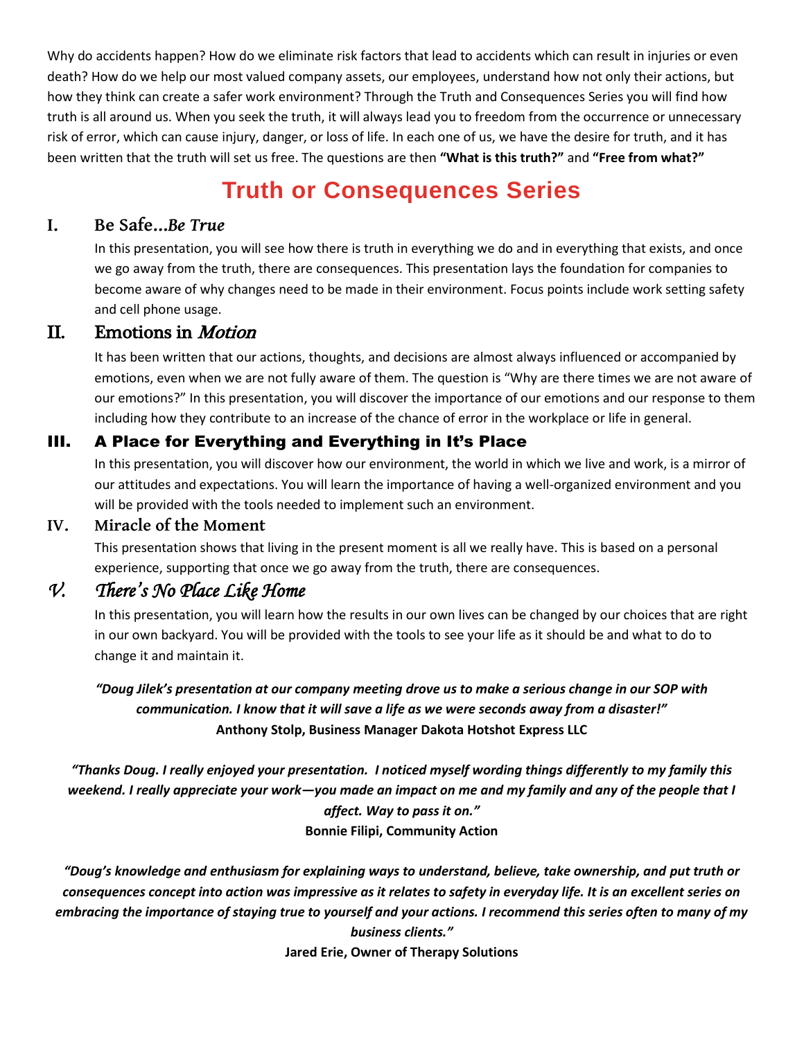Why do accidents happen? How do we eliminate risk factors that lead to accidents which can result in injuries or even death? How do we help our most valued company assets, our employees, understand how not only their actions, but how they think can create a safer work environment? Through the Truth and Consequences Series you will find how truth is all around us. When you seek the truth, it will always lead you to freedom from the occurrence or unnecessary risk of error, which can cause injury, danger, or loss of life. In each one of us, we have the desire for truth, and it has been written that the truth will set us free. The questions are then **"What is this truth?"** and **"Free from what?"**

# Truth or Consequences Series

## I. Be Safe…*Be True*

In this presentation, you will see how there is truth in everything we do and in everything that exists, and once we go away from the truth, there are consequences. This presentation lays the foundation for companies to become aware of why changes need to be made in their environment. Focus points include work setting safety and cell phone usage.

## II. Emotions in *Motion*

It has been written that our actions, thoughts, and decisions are almost always influenced or accompanied by emotions, even when we are not fully aware of them. The question is "Why are there times we are not aware of our emotions?" In this presentation, you will discover the importance of our emotions and our response to them including how they contribute to an increase of the chance of error in the workplace or life in general.

## III. A Place for Everything and Everything in It's Place

In this presentation, you will discover how our environment, the world in which we live and work, is a mirror of our attitudes and expectations. You will learn the importance of having a well-organized environment and you will be provided with the tools needed to implement such an environment.

## IV. Miracle of the Moment

This presentation shows that living in the present moment is all we really have. This is based on a personal experience, supporting that once we go away from the truth, there are consequences.

## *V. There's No Place Like Home*

In this presentation, you will learn how the results in our own lives can be changed by our choices that are right in our own backyard. You will be provided with the tools to see your life as it should be and what to do to change it and maintain it.

***"Doug Jilek's presentation at our company meeting drove us to make a serious change in our SOP with communication. I know that it will save a life as we were seconds away from a disaster!"***
**Anthony Stolp, Business Manager Dakota Hotshot Express LLC**

***"Thanks Doug. I really enjoyed your presentation. I noticed myself wording things differently to my family this weekend. I really appreciate your work—you made an impact on me and my family and any of the people that I affect. Way to pass it on."***
**Bonnie Filipi, Community Action**

***"Doug's knowledge and enthusiasm for explaining ways to understand, believe, take ownership, and put truth or consequences concept into action was impressive as it relates to safety in everyday life. It is an excellent series on embracing the importance of staying true to yourself and your actions. I recommend this series often to many of my business clients."***
**Jared Erie, Owner of Therapy Solutions**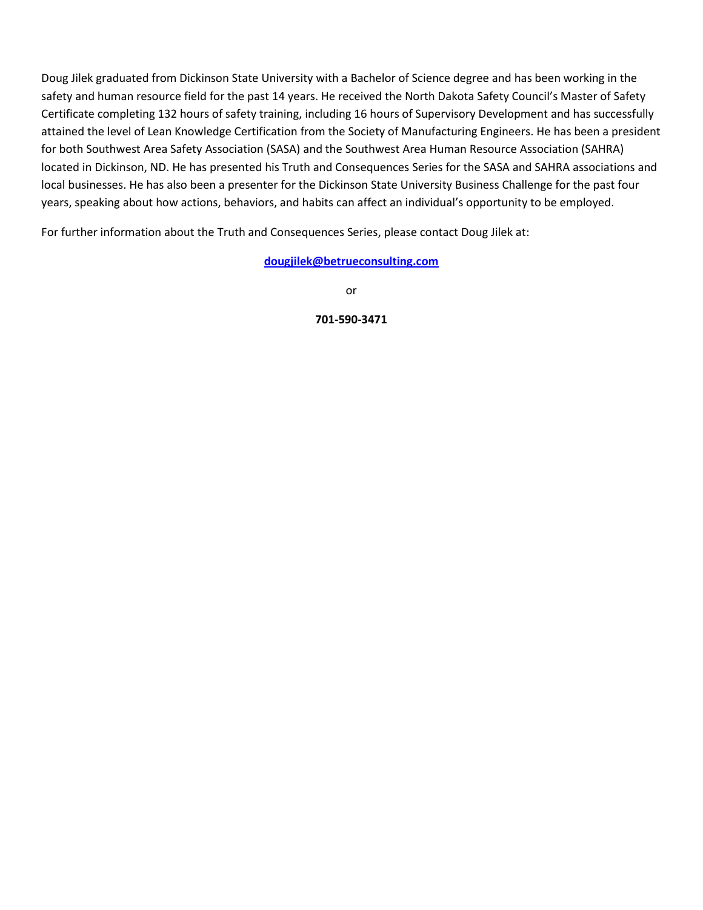Doug Jilek graduated from Dickinson State University with a Bachelor of Science degree and has been working in the safety and human resource field for the past 14 years. He received the North Dakota Safety Council's Master of Safety Certificate completing 132 hours of safety training, including 16 hours of Supervisory Development and has successfully attained the level of Lean Knowledge Certification from the Society of Manufacturing Engineers. He has been a president for both Southwest Area Safety Association (SASA) and the Southwest Area Human Resource Association (SAHRA) located in Dickinson, ND. He has presented his Truth and Consequences Series for the SASA and SAHRA associations and local businesses. He has also been a presenter for the Dickinson State University Business Challenge for the past four years, speaking about how actions, behaviors, and habits can affect an individual's opportunity to be employed.

For further information about the Truth and Consequences Series, please contact Doug Jilek at:

**dougjilek@betrueconsulting.com**

or

**701-590-3471**